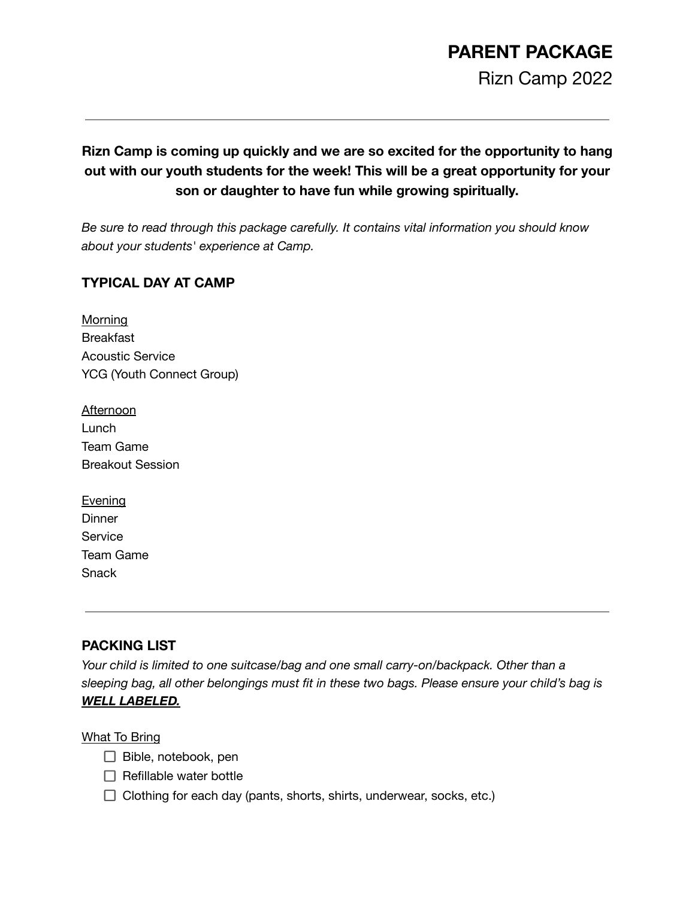# PARENT PACKAGE

Rizn Camp 2022

---

**Rizn Camp is coming up quickly and we are so excited for the opportunity to hang out with our youth students for the week! This will be a great opportunity for your son or daughter to have fun while growing spiritually.**

*Be sure to read through this package carefully. It contains vital information you should know about your students' experience at Camp.*

## TYPICAL DAY AT CAMP

<u>Morning</u>
Breakfast
Acoustic Service
YCG (Youth Connect Group)

<u>Afternoon</u>
Lunch
Team Game
Breakout Session

<u>Evening</u>
Dinner
Service
Team Game
Snack

---

## PACKING LIST

*Your child is limited to one suitcase/bag and one small carry-on/backpack. Other than a sleeping bag, all other belongings must fit in these two bags. Please ensure your child's bag is* ***<u>WELL LABELED.</u>***

<u>What To Bring</u>

- [ ] Bible, notebook, pen
- [ ] Refillable water bottle
- [ ] Clothing for each day (pants, shorts, shirts, underwear, socks, etc.)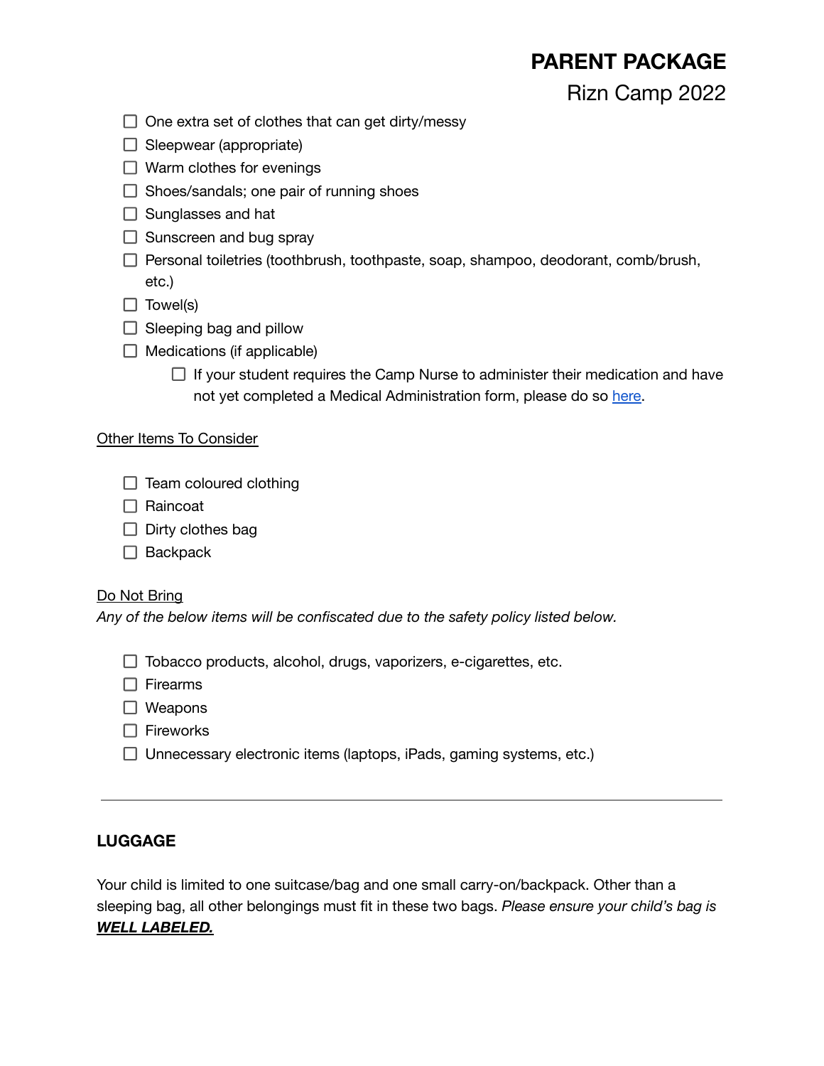- [ ] One extra set of clothes that can get dirty/messy
- [ ] Sleepwear (appropriate)
- [ ] Warm clothes for evenings
- [ ] Shoes/sandals; one pair of running shoes
- [ ] Sunglasses and hat
- [ ] Sunscreen and bug spray
- [ ] Personal toiletries (toothbrush, toothpaste, soap, shampoo, deodorant, comb/brush, etc.)
- [ ] Towel(s)
- [ ] Sleeping bag and pillow
- [ ] Medications (if applicable)
    - [ ] If your student requires the Camp Nurse to administer their medication and have not yet completed a Medical Administration form, please do so here.

<u>Other Items To Consider</u>

- [ ] Team coloured clothing
- [ ] Raincoat
- [ ] Dirty clothes bag
- [ ] Backpack

<u>Do Not Bring</u>

*Any of the below items will be confiscated due to the safety policy listed below.*

- [ ] Tobacco products, alcohol, drugs, vaporizers, e-cigarettes, etc.
- [ ] Firearms
- [ ] Weapons
- [ ] Fireworks
- [ ] Unnecessary electronic items (laptops, iPads, gaming systems, etc.)

---

## LUGGAGE

Your child is limited to one suitcase/bag and one small carry-on/backpack. Other than a sleeping bag, all other belongings must fit in these two bags. *Please ensure your child's bag is* ***<u>WELL LABELED.</u>***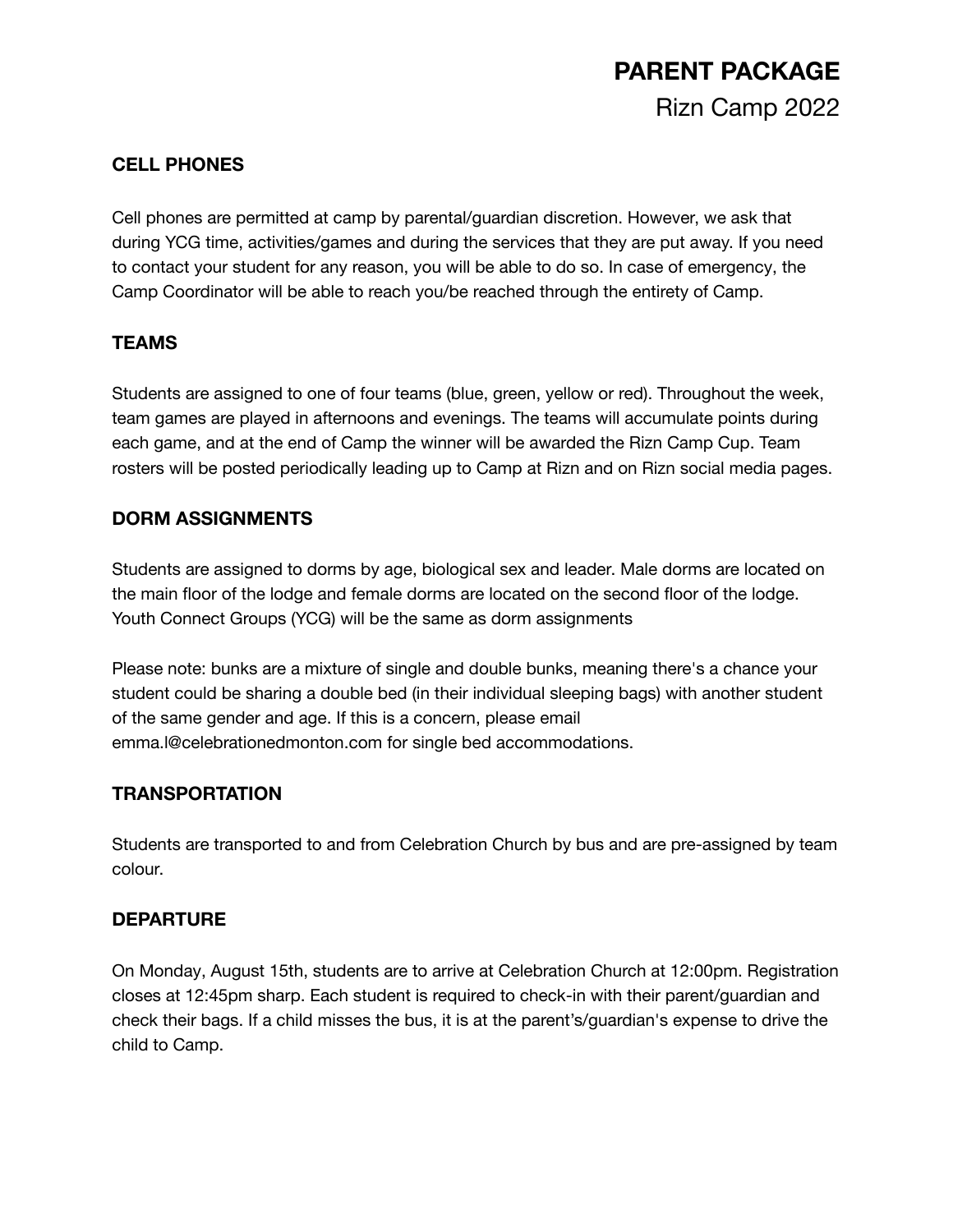# PARENT PACKAGE

Rizn Camp 2022

## CELL PHONES

Cell phones are permitted at camp by parental/guardian discretion. However, we ask that during YCG time, activities/games and during the services that they are put away. If you need to contact your student for any reason, you will be able to do so. In case of emergency, the Camp Coordinator will be able to reach you/be reached through the entirety of Camp.

## TEAMS

Students are assigned to one of four teams (blue, green, yellow or red). Throughout the week, team games are played in afternoons and evenings. The teams will accumulate points during each game, and at the end of Camp the winner will be awarded the Rizn Camp Cup. Team rosters will be posted periodically leading up to Camp at Rizn and on Rizn social media pages.

## DORM ASSIGNMENTS

Students are assigned to dorms by age, biological sex and leader. Male dorms are located on the main floor of the lodge and female dorms are located on the second floor of the lodge. Youth Connect Groups (YCG) will be the same as dorm assignments

Please note: bunks are a mixture of single and double bunks, meaning there's a chance your student could be sharing a double bed (in their individual sleeping bags) with another student of the same gender and age. If this is a concern, please email emma.l@celebrationedmonton.com for single bed accommodations.

## TRANSPORTATION

Students are transported to and from Celebration Church by bus and are pre-assigned by team colour.

## DEPARTURE

On Monday, August 15th, students are to arrive at Celebration Church at 12:00pm. Registration closes at 12:45pm sharp. Each student is required to check-in with their parent/guardian and check their bags. If a child misses the bus, it is at the parent's/guardian's expense to drive the child to Camp.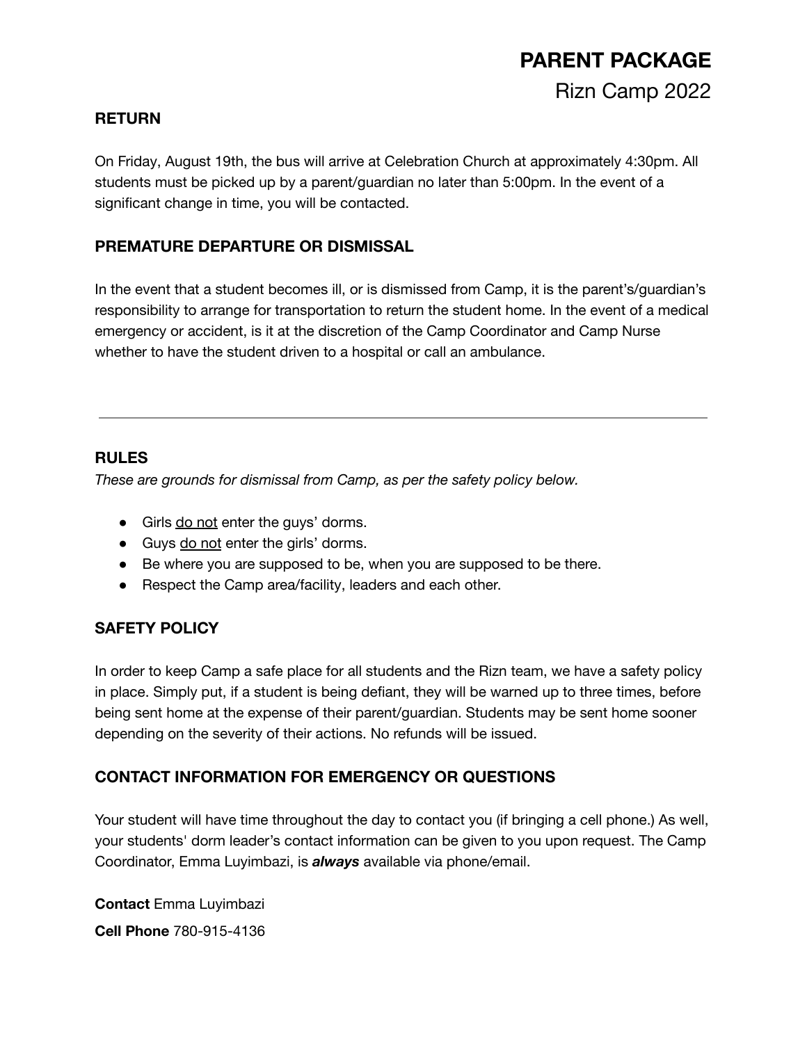# PARENT PACKAGE

## Rizn Camp 2022

### RETURN

On Friday, August 19th, the bus will arrive at Celebration Church at approximately 4:30pm. All students must be picked up by a parent/guardian no later than 5:00pm. In the event of a significant change in time, you will be contacted.

### PREMATURE DEPARTURE OR DISMISSAL

In the event that a student becomes ill, or is dismissed from Camp, it is the parent's/guardian's responsibility to arrange for transportation to return the student home. In the event of a medical emergency or accident, is it at the discretion of the Camp Coordinator and Camp Nurse whether to have the student driven to a hospital or call an ambulance.

---

### RULES

*These are grounds for dismissal from Camp, as per the safety policy below.*

- Girls <u>do not</u> enter the guys' dorms.
- Guys <u>do not</u> enter the girls' dorms.
- Be where you are supposed to be, when you are supposed to be there.
- Respect the Camp area/facility, leaders and each other.

### SAFETY POLICY

In order to keep Camp a safe place for all students and the Rizn team, we have a safety policy in place. Simply put, if a student is being defiant, they will be warned up to three times, before being sent home at the expense of their parent/guardian. Students may be sent home sooner depending on the severity of their actions. No refunds will be issued.

### CONTACT INFORMATION FOR EMERGENCY OR QUESTIONS

Your student will have time throughout the day to contact you (if bringing a cell phone.) As well, your students' dorm leader's contact information can be given to you upon request. The Camp Coordinator, Emma Luyimbazi, is ***always*** available via phone/email.

**Contact** Emma Luyimbazi

**Cell Phone** 780-915-4136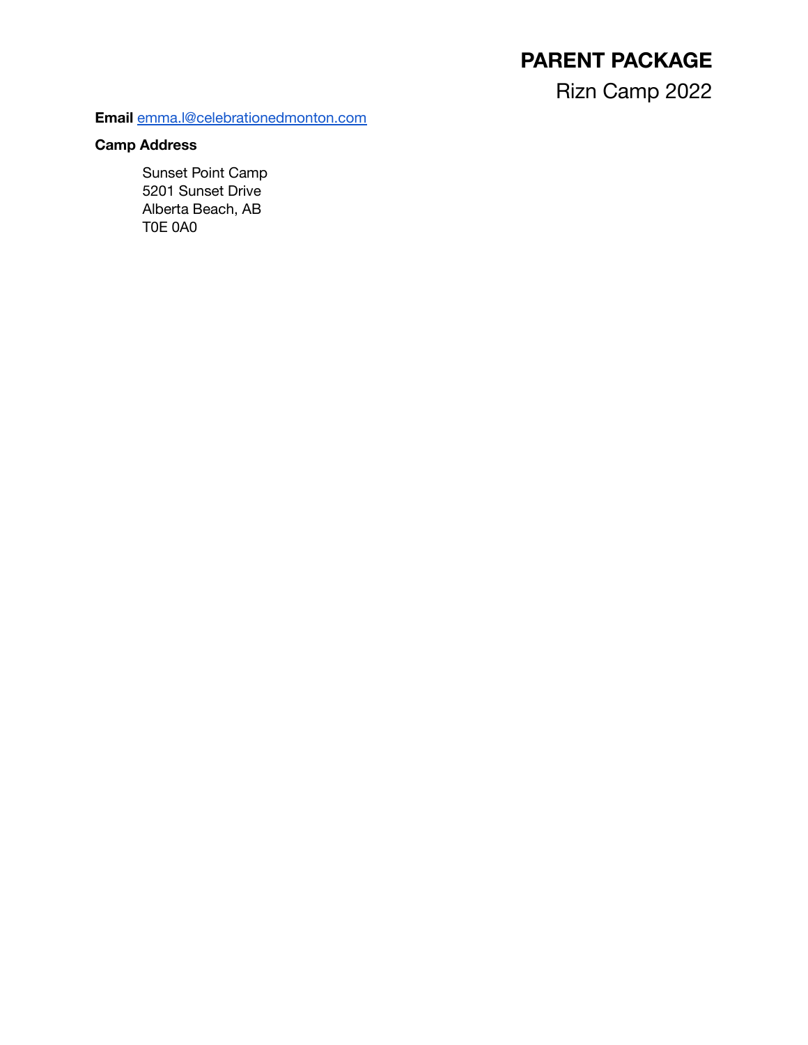# PARENT PACKAGE

Rizn Camp 2022

**Email** emma.l@celebrationedmonton.com

**Camp Address**

Sunset Point Camp
5201 Sunset Drive
Alberta Beach, AB
T0E 0A0